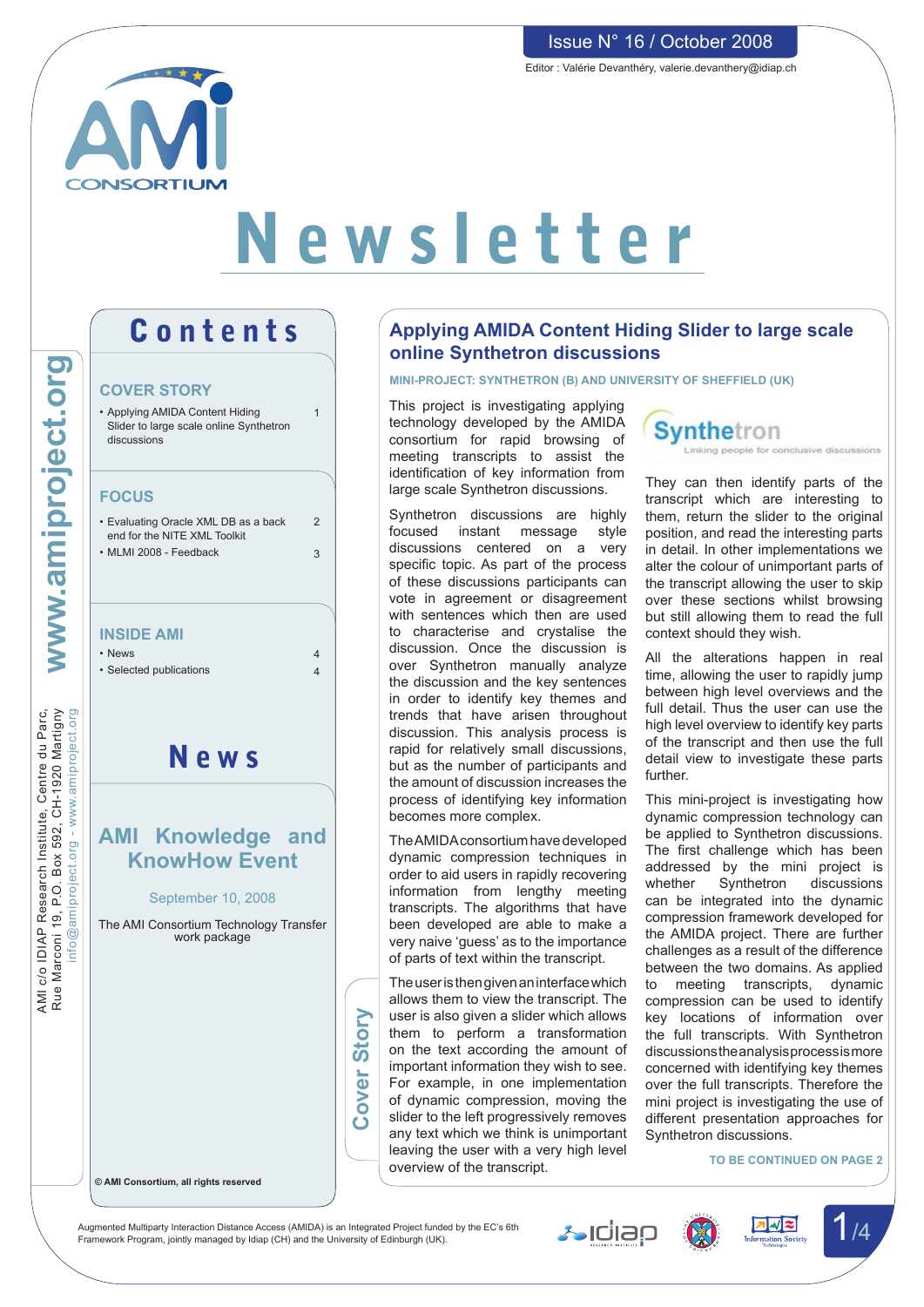Issue N° 16 / October 2008

Editor : Valérie Devanthéry, valerie.devanthery@idiap.ch

AMI CONSORTIUM

# Newsletter

www.amiproject.org

AMI c/o IDIAP Research Institute, Centre du Parc, Rue Marconi 19, P.O. Box 592, CH-1920 Martigny
info@amiproject.org - www.amiproject.org

## Contents

### COVER STORY

- Applying AMIDA Content Hiding Slider to large scale online Synthetron discussions — 1

### FOCUS

- Evaluating Oracle XML DB as a back end for the NITE XML Toolkit — 2
- MLMI 2008 - Feedback — 3

### INSIDE AMI

- News — 4
- Selected publications — 4

## News

### AMI Knowledge and KnowHow Event

September 10, 2008

The AMI Consortium Technology Transfer work package

© AMI Consortium, all rights reserved

Cover Story

# Applying AMIDA Content Hiding Slider to large scale online Synthetron discussions

MINI-PROJECT: SYNTHETRON (B) AND UNIVERSITY OF SHEFFIELD (UK)

This project is investigating applying technology developed by the AMIDA consortium for rapid browsing of meeting transcripts to assist the identification of key information from large scale Synthetron discussions.

Synthetron discussions are highly focused instant message style discussions centered on a very specific topic. As part of the process of these discussions participants can vote in agreement or disagreement with sentences which then are used to characterise and crystalise the discussion. Once the discussion is over Synthetron manually analyze the discussion and the key sentences in order to identify key themes and trends that have arisen throughout discussion. This analysis process is rapid for relatively small discussions, but as the number of participants and the amount of discussion increases the process of identifying key information becomes more complex.

The AMIDA consortium have developed dynamic compression techniques in order to aid users in rapidly recovering information from lengthy meeting transcripts. The algorithms that have been developed are able to make a very naive 'guess' as to the importance of parts of text within the transcript.

The user is then given an interface which allows them to view the transcript. The user is also given a slider which allows them to perform a transformation on the text according the amount of important information they wish to see. For example, in one implementation of dynamic compression, moving the slider to the left progressively removes any text which we think is unimportant leaving the user with a very high level overview of the transcript.

Synthetron — Linking people for conclusive discussions

They can then identify parts of the transcript which are interesting to them, return the slider to the original position, and read the interesting parts in detail. In other implementations we alter the colour of unimportant parts of the transcript allowing the user to skip over these sections whilst browsing but still allowing them to read the full context should they wish.

All the alterations happen in real time, allowing the user to rapidly jump between high level overviews and the full detail. Thus the user can use the high level overview to identify key parts of the transcript and then use the full detail view to investigate these parts further.

This mini-project is investigating how dynamic compression technology can be applied to Synthetron discussions. The first challenge which has been addressed by the mini project is whether Synthetron discussions can be integrated into the dynamic compression framework developed for the AMIDA project. There are further challenges as a result of the difference between the two domains. As applied to meeting transcripts, dynamic compression can be used to identify key locations of information over the full transcripts. With Synthetron discussions the analysis process is more concerned with identifying key themes over the full transcripts. Therefore the mini project is investigating the use of different presentation approaches for Synthetron discussions.

TO BE CONTINUED ON PAGE 2

Augmented Multiparty Interaction Distance Access (AMIDA) is an Integrated Project funded by the EC's 6th Framework Program, jointly managed by Idiap (CH) and the University of Edinburgh (UK).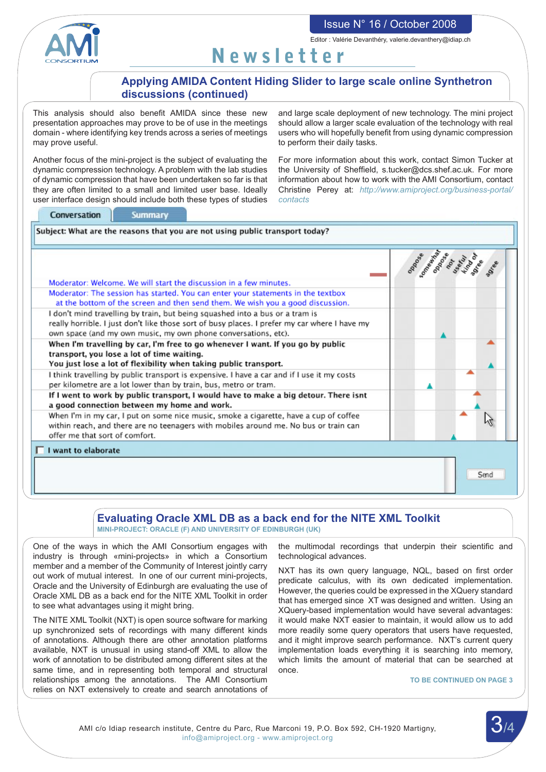## Applying AMIDA Content Hiding Slider to large scale online Synthetron discussions (continued)

This analysis should also benefit AMIDA since these new presentation approaches may prove to be of use in the meetings domain - where identifying key trends across a series of meetings may prove useful.

Another focus of the mini-project is the subject of evaluating the dynamic compression technology. A problem with the lab studies of dynamic compression that have been undertaken so far is that they are often limited to a small and limited user base. Ideally user interface design should include both these types of studies and large scale deployment of new technology. The mini project should allow a larger scale evaluation of the technology with real users who will hopefully benefit from using dynamic compression to perform their daily tasks.

For more information about this work, contact Simon Tucker at the University of Sheffield, s.tucker@dcs.shef.ac.uk. For more information about how to work with the AMI Consortium, contact Christine Perey at: *http://www.amiproject.org/business-portal/contacts*

Conversation | Summary

Subject: What are the reasons that you are not using public transport today?

Moderator: Welcome. We will start the discussion in a few minutes.

Moderator: The session has started. You can enter your statements in the textbox at the bottom of the screen and then send them. We wish you a good discussion.

I don't mind travelling by train, but being squashed into a bus or a tram is really horrible. I just don't like those sort of busy places. I prefer my car where I have my own space (and my own music, my own phone conversations, etc).

**When I'm travelling by car, I'm free to go whenever I want. If you go by public transport, you lose a lot of time waiting. You just lose a lot of flexibility when taking public transport.**

I think travelling by public transport is expensive. I have a car and if I use it my costs per kilometre are a lot lower than by train, bus, metro or tram.

**If I went to work by public transport, I would have to make a big detour. There isnt a good connection between my home and work.**

When I'm in my car, I put on some nice music, smoke a cigarette, have a cup of coffee within reach, and there are no teenagers with mobiles around me. No bus or train can offer me that sort of comfort.

oppose | somewhat oppose | not useful | kind of agree | agree

I want to elaborate

Send

## Evaluating Oracle XML DB as a back end for the NITE XML Toolkit

**MINI-PROJECT: ORACLE (F) AND UNIVERSITY OF EDINBURGH (UK)**

One of the ways in which the AMI Consortium engages with industry is through «mini-projects» in which a Consortium member and a member of the Community of Interest jointly carry out work of mutual interest. In one of our current mini-projects, Oracle and the University of Edinburgh are evaluating the use of Oracle XML DB as a back end for the NITE XML Toolkit in order to see what advantages using it might bring.

The NITE XML Toolkit (NXT) is open source software for marking up synchronized sets of recordings with many different kinds of annotations. Although there are other annotation platforms available, NXT is unusual in using stand-off XML to allow the work of annotation to be distributed among different sites at the same time, and in representing both temporal and structural relationships among the annotations. The AMI Consortium relies on NXT extensively to create and search annotations of the multimodal recordings that underpin their scientific and technological advances.

NXT has its own query language, NQL, based on first order predicate calculus, with its own dedicated implementation. However, the queries could be expressed in the XQuery standard that has emerged since XT was designed and written. Using an XQuery-based implementation would have several advantages: it would make NXT easier to maintain, it would allow us to add more readily some query operators that users have requested, and it might improve search performance. NXT's current query implementation loads everything it is searching into memory, which limits the amount of material that can be searched at once.

**TO BE CONTINUED ON PAGE 3**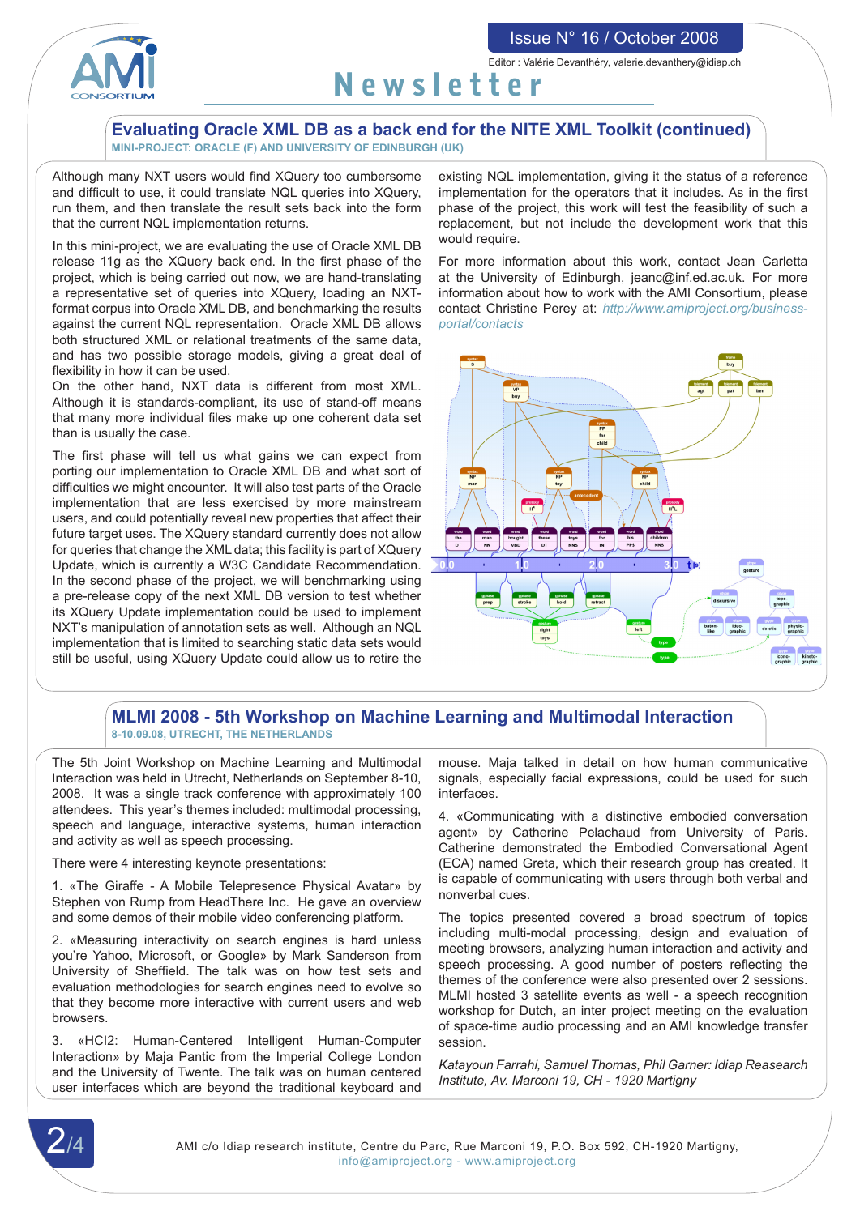## Evaluating Oracle XML DB as a back end for the NITE XML Toolkit (continued)

**MINI-PROJECT: ORACLE (F) AND UNIVERSITY OF EDINBURGH (UK)**

Although many NXT users would find XQuery too cumbersome and difficult to use, it could translate NQL queries into XQuery, run them, and then translate the result sets back into the form that the current NQL implementation returns.

In this mini-project, we are evaluating the use of Oracle XML DB release 11g as the XQuery back end. In the first phase of the project, which is being carried out now, we are hand-translating a representative set of queries into XQuery, loading an NXT-format corpus into Oracle XML DB, and benchmarking the results against the current NQL representation. Oracle XML DB allows both structured XML or relational treatments of the same data, and has two possible storage models, giving a great deal of flexibility in how it can be used.

On the other hand, NXT data is different from most XML. Although it is standards-compliant, its use of stand-off means that many more individual files make up one coherent data set than is usually the case.

The first phase will tell us what gains we can expect from porting our implementation to Oracle XML DB and what sort of difficulties we might encounter. It will also test parts of the Oracle implementation that are less exercised by more mainstream users, and could potentially reveal new properties that affect their future target uses. The XQuery standard currently does not allow for queries that change the XML data; this facility is part of XQuery Update, which is currently a W3C Candidate Recommendation. In the second phase of the project, we will benchmarking using a pre-release copy of the next XML DB version to test whether its XQuery Update implementation could be used to implement NXT's manipulation of annotation sets as well. Although an NQL implementation that is limited to searching static data sets would still be useful, using XQuery Update could allow us to retire the existing NQL implementation, giving it the status of a reference implementation for the operators that it includes. As in the first phase of the project, this work will test the feasibility of such a replacement, but not include the development work that this would require.

For more information about this work, contact Jean Carletta at the University of Edinburgh, jeanc@inf.ed.ac.uk. For more information about how to work with the AMI Consortium, please contact Christine Perey at: *http://www.amiproject.org/business-portal/contacts*

## MLMI 2008 - 5th Workshop on Machine Learning and Multimodal Interaction

**8-10.09.08, UTRECHT, THE NETHERLANDS**

The 5th Joint Workshop on Machine Learning and Multimodal Interaction was held in Utrecht, Netherlands on September 8-10, 2008. It was a single track conference with approximately 100 attendees. This year's themes included: multimodal processing, speech and language, interactive systems, human interaction and activity as well as speech processing.

There were 4 interesting keynote presentations:

1. «The Giraffe - A Mobile Telepresence Physical Avatar» by Stephen von Rump from HeadThere Inc. He gave an overview and some demos of their mobile video conferencing platform.

2. «Measuring interactivity on search engines is hard unless you're Yahoo, Microsoft, or Google» by Mark Sanderson from University of Sheffield. The talk was on how test sets and evaluation methodologies for search engines need to evolve so that they become more interactive with current users and web browsers.

3. «HCI2: Human-Centered Intelligent Human-Computer Interaction» by Maja Pantic from the Imperial College London and the University of Twente. The talk was on human centered user interfaces which are beyond the traditional keyboard and mouse. Maja talked in detail on how human communicative signals, especially facial expressions, could be used for such interfaces.

4. «Communicating with a distinctive embodied conversation agent» by Catherine Pelachaud from University of Paris. Catherine demonstrated the Embodied Conversational Agent (ECA) named Greta, which their research group has created. It is capable of communicating with users through both verbal and nonverbal cues.

The topics presented covered a broad spectrum of topics including multi-modal processing, design and evaluation of meeting browsers, analyzing human interaction and activity and speech processing. A good number of posters reflecting the themes of the conference were also presented over 2 sessions. MLMI hosted 3 satellite events as well - a speech recognition workshop for Dutch, an inter project meeting on the evaluation of space-time audio processing and an AMI knowledge transfer session.

*Katayoun Farrahi, Samuel Thomas, Phil Garner: Idiap Reasearch Institute, Av. Marconi 19, CH - 1920 Martigny*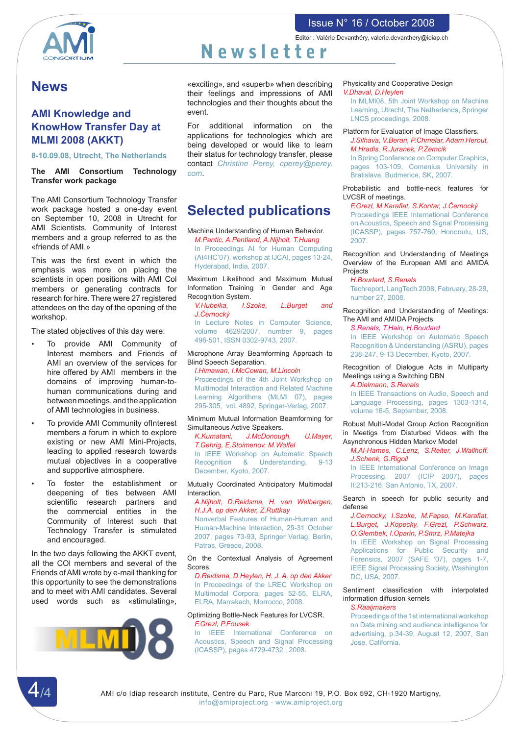# News

## AMI Knowledge and KnowHow Transfer Day at MLMI 2008 (AKKT)

### 8-10.09.08, Utrecht, The Netherlands

**The AMI Consortium Technology Transfer work package**

The AMI Consortium Technology Transfer work package hosted a one-day event on September 10, 2008 in Utrecht for AMI Scientists, Community of Interest members and a group referred to as the «friends of AMI.»

This was the first event in which the emphasis was more on placing the scientists in open positions with AMI CoI members or generating contracts for research for hire. There were 27 registered attendees on the day of the opening of the workshop.

The stated objectives of this day were:

- To provide AMI Community of Interest members and Friends of AMI an overview of the services for hire offered by AMI members in the domains of improving human-to-human communications during and between meetings, and the application of AMI technologies in business.
- To provide AMI Community ofInterest members a forum in which to explore existing or new AMI Mini-Projects, leading to applied research towards mutual objectives in a cooperative and supportive atmosphere.
- To foster the establishment or deepening of ties between AMI scientific research partners and the commercial entities in the Community of Interest such that Technology Transfer is stimulated and encouraged.

In the two days following the AKKT event, all the CoI members and several of the Friends of AMI wrote by e-mail thanking for this opportunity to see the demonstrations and to meet with AMI candidates. Several used words such as «stimulating», «exciting», and «superb» when describing their feelings and impressions of AMI technologies and their thoughts about the event.

For additional information on the applications for technologies which are being developed or would like to learn their status for technology transfer, please contact *Christine Perey, cperey@perey.com*.

# Selected publications

Machine Understanding of Human Behavior.
*M.Pantic, A.Pentland, A.Nijholt, T.Huang*
In Proceedings AI for Human Computing (AI4HC'07), workshop at IJCAI, pages 13-24, Hyderabad, India, 2007.

Maximum Likelihood and Maximum Mutual Information Training in Gender and Age Recognition System.
*V.Hubeika, I.Szoke, L.Burget and J.Černocký*
In Lecture Notes in Computer Science, volume 4629/2007, number 9, pages 496-501, ISSN 0302-9743, 2007.

Microphone Array Beamforming Approach to Blind Speech Separation.
*I.Himawan, I.McCowan, M.Lincoln*
Proceedings of the 4th Joint Workshop on Multimodal Interaction and Related Machine Learning Algorithms (MLMI 07), pages 295-305, vol. 4892, Springer-Verlag, 2007.

Minimum Mutual Information Beamforming for Simultaneous Active Speakers.
*K.Kumatani, J.McDonough, U.Mayer, T.Gehrig, E.Stoimenov, M.Wolfel*
In IEEE Workshop on Automatic Speech Recognition & Understanding, 9-13 December, Kyoto, 2007.

Mutually Coordinated Anticipatory Multimodal Interaction.
*A.Nijholt, D.Reidsma, H. van Welbergen, H.J.A. op den Akker, Z.Ruttkay*
Nonverbal Features of Human-Human and Human-Machine Interaction, 29-31 October 2007, pages 73-93, Springer Verlag, Berlin, Patras, Greece, 2008.

On the Contextual Analysis of Agreement Scores.
*D.Reidsma, D.Heylen, H. J. A. op den Akker*
In Proceedings of the LREC Workshop on Multimodal Corpora, pages 52-55, ELRA, ELRA, Marrakech, Morrocco, 2008.

Optimizing Bottle-Neck Features for LVCSR.
*F.Grezl, P.Fousek*
In IEEE International Conference on Acoustics, Speech and Signal Processing (ICASSP), pages 4729-4732 , 2008.

Physicality and Cooperative Design
*V.Dhaval, D.Heylen*
In MLMI08, 5th Joint Workshop on Machine Learning, Utrecht, The Netherlands, Springer LNCS proceedings, 2008.

Platform for Evaluation of Image Classifiers.
*J.Silhava, V.Beran, P.Chmelar, Adam Herout, M.Hradis, R.Juranek, P.Zemcik*
In Spring Conference on Computer Graphics, pages 103-109, Comenius University in Bratislava, Budmerice, SK, 2007.

Probabilistic and bottle-neck features for LVCSR of meetings.
*F.Grezl, M.Karafiat, S.Kontar, J.Černocký*
Proceedings IEEE International Conference on Acoustics, Speech and Signal Processing (ICASSP), pages 757-760, Hononulu, US, 2007.

Recognition and Understanding of Meetings Overview of the European AMI and AMIDA Projects
*H.Bourlard, S.Renals*
Techreport, LangTech 2008, February, 28-29, number 27, 2008.

Recognition and Understanding of Meetings: The AMI and AMIDA Projects
*S.Renals, T.Hain, H.Bourlard*
In IEEE Workshop on Automatic Speech Recognition & Understanding (ASRU), pages 238-247, 9-13 December, Kyoto, 2007.

Recognition of Dialogue Acts in Multiparty Meetings using a Switching DBN
*A.Dielmann, S.Renals*
In IEEE Transactions on Audio, Speech and Language Processing, pages 1303-1314, volume 16-5, September, 2008.

Robust Multi-Modal Group Action Recognition in Meetigs from Disturbed Videos with the Asynchronous Hidden Markov Model
*M.Al-Hames, C.Lenz, S.Reiter, J.Wallhoff, J.Schenk, G.Rigoll*
In IEEE International Conference on Image Processing, 2007 (ICIP 2007), pages II:213-216, San Antonio, TX, 2007.

Search in speech for public security and defense
*J.Cernocky, I.Szoke, M.Fapso, M.Karafiat, L.Burget, J.Kopecky, F.Grezl, P.Schwarz, O.Glembek, I.Oparin, P.Smrz, P.Matejka*
In IEEE Workshop on Signal Processing Applications for Public Security and Forensics, 2007 (SAFE '07), pages 1-7, IEEE Signal Processing Society, Washington DC, USA, 2007.

Sentiment classification with interpolated information diffusion kernels
*S.Raaijmakers*
Proceedings of the 1st international workshop on Data mining and audience intelligence for advertising, p.34-39, August 12, 2007, San Jose, California.

AMI c/o Idiap research institute, Centre du Parc, Rue Marconi 19, P.O. Box 592, CH-1920 Martigny,
info@amiproject.org - www.amiproject.org